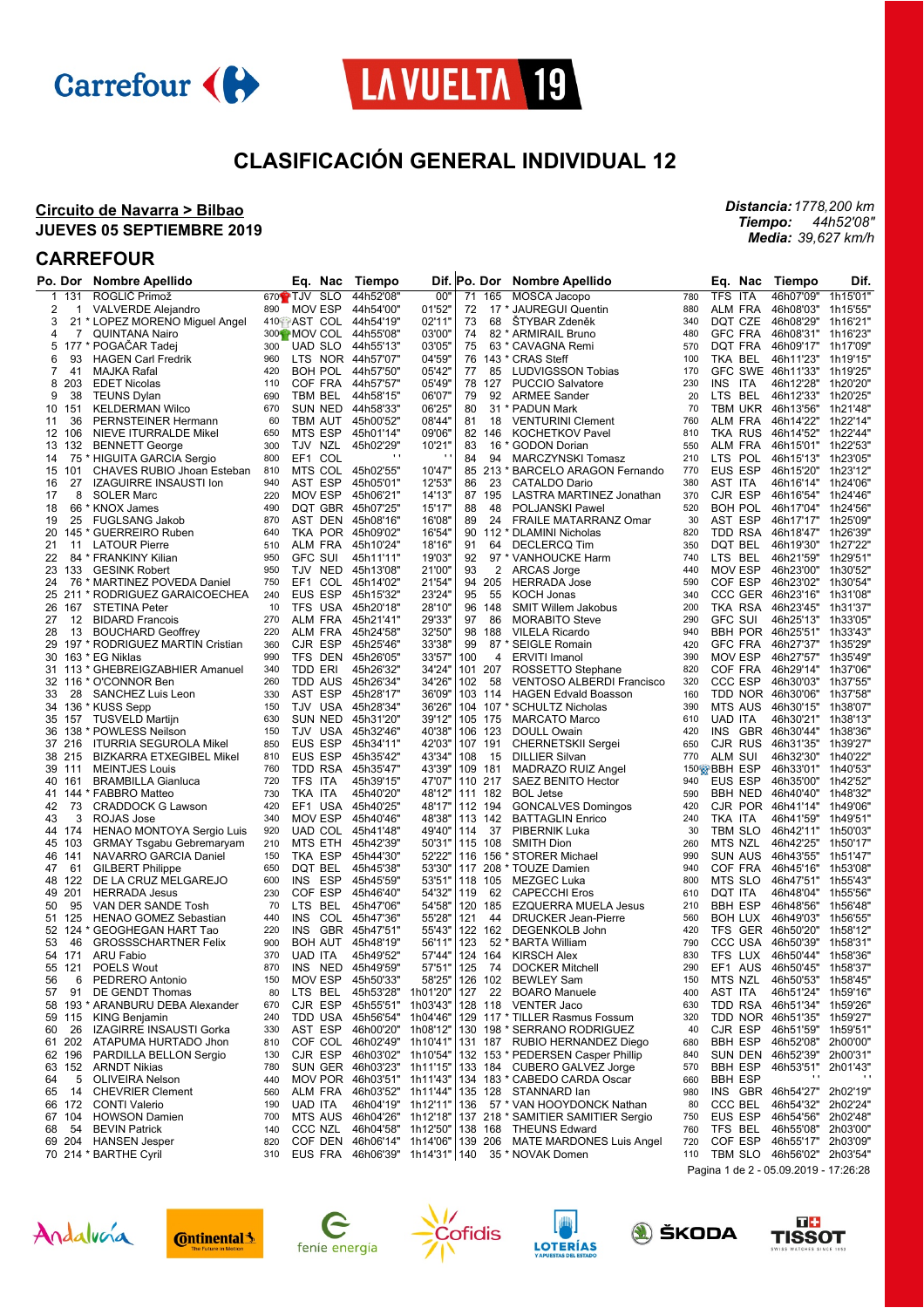# CLASIFICACIÓN GENERAL INDIVIDUAL 12

**Circuito de Navarra > Bilbao**
**JUEVES 05 SEPTIEMBRE 2019**

*Distancia: 1778,200 km*
*Tiempo: 44h52'08"*
*Media: 39,627 km/h*

## CARREFOUR

| Po. | Dor | Nombre Apellido | | Eq. | Nac | Tiempo | Dif. |
|---|---|---|---|---|---|---|---|
| 1 | 131 | ROGLIČ Primož | 670 | TJV | SLO | 44h52'08" | 00" |
| 2 | 1 | VALVERDE Alejandro | 890 | MOV | ESP | 44h54'00" | 01'52" |
| 3 | 21 | * LOPEZ MORENO Miguel Angel | 410 | AST | COL | 44h54'19" | 02'11" |
| 4 | 7 | QUINTANA Nairo | 300 | MOV | COL | 44h55'08" | 03'00" |
| 5 | 177 | * POGAČAR Tadej | 300 | UAD | SLO | 44h55'13" | 03'05" |
| 6 | 93 | HAGEN Carl Fredrik | 960 | LTS | NOR | 44h57'07" | 04'59" |
| 7 | 41 | MAJKA Rafal | 420 | BOH | POL | 44h57'50" | 05'42" |
| 8 | 203 | EDET Nicolas | 110 | COF | FRA | 44h57'57" | 05'49" |
| 9 | 38 | TEUNS Dylan | 690 | TBM | BEL | 44h58'15" | 06'07" |
| 10 | 151 | KELDERMAN Wilco | 670 | SUN | NED | 44h58'33" | 06'25" |
| 11 | 36 | PERNSTEINER Hermann | 60 | TBM | AUT | 45h00'52" | 08'44" |
| 12 | 106 | NIEVE ITURRALDE Mikel | 650 | MTS | ESP | 45h01'14" | 09'06" |
| 13 | 132 | BENNETT George | 300 | TJV | NZL | 45h02'29" | 10'21" |
| 14 | 75 | * HIGUITA GARCIA Sergio | 800 | EF1 | COL | ' ' | ' ' |
| 15 | 101 | CHAVES RUBIO Jhoan Esteban | 810 | MTS | COL | 45h02'55" | 10'47" |
| 16 | 27 | IZAGUIRRE INSAUSTI Ion | 940 | AST | ESP | 45h05'01" | 12'53" |
| 17 | 8 | SOLER Marc | 220 | MOV | ESP | 45h06'21" | 14'13" |
| 18 | 66 | * KNOX James | 490 | DQT | GBR | 45h07'25" | 15'17" |
| 19 | 25 | FUGLSANG Jakob | 870 | AST | DEN | 45h08'16" | 16'08" |
| 20 | 145 | * GUERREIRO Ruben | 640 | TKA | POR | 45h09'02" | 16'54" |
| 21 | 11 | LATOUR Pierre | 510 | ALM | FRA | 45h10'24" | 18'16" |
| 22 | 84 | * FRANKINY Kilian | 950 | GFC | SUI | 45h11'11" | 19'03" |
| 23 | 133 | GESINK Robert | 950 | TJV | NED | 45h13'08" | 21'00" |
| 24 | 76 | * MARTINEZ POVEDA Daniel | 750 | EF1 | COL | 45h14'02" | 21'54" |
| 25 | 211 | * RODRIGUEZ GARAICOECHEA | 240 | EUS | ESP | 45h15'32" | 23'24" |
| 26 | 167 | STETINA Peter | 10 | TFS | USA | 45h20'18" | 28'10" |
| 27 | 12 | BIDARD Francois | 270 | ALM | FRA | 45h21'41" | 29'33" |
| 28 | 13 | BOUCHARD Geoffrey | 220 | ALM | FRA | 45h24'58" | 32'50" |
| 29 | 197 | * RODRIGUEZ MARTIN Cristian | 360 | CJR | ESP | 45h25'46" | 33'38" |
| 30 | 163 | * EG Niklas | 990 | TFS | DEN | 45h26'05" | 33'57" |
| 31 | 113 | * GHEBREIGZABHIER Amanuel | 340 | TDD | ERI | 45h26'32" | 34'24" |
| 32 | 116 | * O'CONNOR Ben | 260 | TDD | AUS | 45h26'34" | 34'26" |
| 33 | 28 | SANCHEZ Luis Leon | 330 | AST | ESP | 45h28'17" | 36'09" |
| 34 | 136 | * KUSS Sepp | 150 | TJV | USA | 45h28'34" | 36'26" |
| 35 | 157 | TUSVELD Martijn | 630 | SUN | NED | 45h31'20" | 39'12" |
| 36 | 138 | * POWLESS Neilson | 150 | TJV | USA | 45h32'46" | 40'38" |
| 37 | 216 | ITURRIA SEGUROLA Mikel | 850 | EUS | ESP | 45h34'11" | 42'03" |
| 38 | 215 | BIZKARRA ETXEGIBEL Mikel | 810 | EUS | ESP | 45h35'42" | 43'34" |
| 39 | 111 | MEINTJES Louis | 760 | TDD | RSA | 45h35'47" | 43'39" |
| 40 | 161 | BRAMBILLA Gianluca | 720 | TFS | ITA | 45h39'15" | 47'07" |
| 41 | 144 | * FABBRO Matteo | 730 | TKA | ITA | 45h40'20" | 48'12" |
| 42 | 73 | CRADDOCK G Lawson | 420 | EF1 | USA | 45h40'25" | 48'17" |
| 43 | 3 | ROJAS Jose | 340 | MOV | ESP | 45h40'46" | 48'38" |
| 44 | 174 | HENAO MONTOYA Sergio Luis | 920 | UAD | COL | 45h41'48" | 49'40" |
| 45 | 103 | GRMAY Tsgabu Gebremaryam | 210 | MTS | ETH | 45h42'39" | 50'31" |
| 46 | 141 | NAVARRO GARCIA Daniel | 150 | TKA | ESP | 45h44'30" | 52'22" |
| 47 | 61 | GILBERT Philippe | 650 | DQT | BEL | 45h45'38" | 53'30" |
| 48 | 122 | DE LA CRUZ MELGAREJO | 600 | INS | ESP | 45h45'59" | 53'51" |
| 49 | 201 | HERRADA Jesus | 230 | COF | ESP | 45h46'40" | 54'32" |
| 50 | 95 | VAN DER SANDE Tosh | 70 | LTS | BEL | 45h47'06" | 54'58" |
| 51 | 125 | HENAO GOMEZ Sebastian | 440 | INS | COL | 45h47'36" | 55'28" |
| 52 | 124 | * GEOGHEGAN HART Tao | 220 | INS | GBR | 45h47'51" | 55'43" |
| 53 | 46 | GROSSSCHARTNER Felix | 900 | BOH | AUT | 45h48'19" | 56'11" |
| 54 | 171 | ARU Fabio | 370 | UAD | ITA | 45h49'52" | 57'44" |
| 55 | 121 | POELS Wout | 870 | INS | NED | 45h49'59" | 57'51" |
| 56 | 6 | PEDRERO Antonio | 150 | MOV | ESP | 45h50'33" | 58'25" |
| 57 | 91 | DE GENDT Thomas | 80 | LTS | BEL | 45h53'28" | 1h01'20" |
| 58 | 193 | * ARANBURU DEBA Alexander | 670 | CJR | ESP | 45h55'51" | 1h03'43" |
| 59 | 115 | KING Benjamin | 240 | TDD | USA | 45h56'54" | 1h04'46" |
| 60 | 26 | IZAGIRRE INSAUSTI Gorka | 330 | AST | ESP | 46h00'20" | 1h08'12" |
| 61 | 202 | ATAPUMA HURTADO Jhon | 810 | COF | COL | 46h02'49" | 1h10'41" |
| 62 | 196 | PARDILLA BELLON Sergio | 130 | CJR | ESP | 46h03'02" | 1h10'54" |
| 63 | 152 | ARNDT Nikias | 780 | SUN | GER | 46h03'23" | 1h11'15" |
| 64 | 5 | OLIVEIRA Nelson | 440 | MOV | POR | 46h03'51" | 1h11'43" |
| 65 | 14 | CHEVRIER Clement | 560 | ALM | FRA | 46h03'52" | 1h11'44" |
| 66 | 172 | CONTI Valerio | 190 | UAD | ITA | 46h04'19" | 1h12'11" |
| 67 | 104 | HOWSON Damien | 700 | MTS | AUS | 46h04'26" | 1h12'18" |
| 68 | 54 | BEVIN Patrick | 140 | CCC | NZL | 46h04'58" | 1h12'50" |
| 69 | 204 | HANSEN Jesper | 820 | COF | DEN | 46h06'14" | 1h14'06" |
| 70 | 214 | * BARTHE Cyril | 310 | EUS | FRA | 46h06'39" | 1h14'31" |
| 71 | 165 | MOSCA Jacopo | 780 | TFS | ITA | 46h07'09" | 1h15'01" |
| 72 | 17 | * JAUREGUI Quentin | 880 | ALM | FRA | 46h08'03" | 1h15'55" |
| 73 | 68 | ŠTYBAR Zdeněk | 340 | DQT | CZE | 46h08'29" | 1h16'21" |
| 74 | 82 | * ARMIRAIL Bruno | 480 | GFC | FRA | 46h08'31" | 1h16'23" |
| 75 | 63 | * CAVAGNA Remi | 570 | DQT | FRA | 46h09'17" | 1h17'09" |
| 76 | 143 | * CRAS Steff | 100 | TKA | BEL | 46h11'23" | 1h19'15" |
| 77 | 85 | LUDVIGSSON Tobias | 170 | GFC | SWE | 46h11'33" | 1h19'25" |
| 78 | 127 | PUCCIO Salvatore | 230 | INS | ITA | 46h12'28" | 1h20'20" |
| 79 | 92 | ARMEE Sander | 20 | LTS | BEL | 46h12'33" | 1h20'25" |
| 80 | 31 | * PADUN Mark | 70 | TBM | UKR | 46h13'56" | 1h21'48" |
| 81 | 18 | VENTURINI Clement | 760 | ALM | FRA | 46h14'22" | 1h22'14" |
| 82 | 146 | KOCHETKOV Pavel | 810 | TKA | RUS | 46h14'52" | 1h22'44" |
| 83 | 16 | * GODON Dorian | 550 | ALM | FRA | 46h15'01" | 1h22'53" |
| 84 | 94 | MARCZYNSKI Tomasz | 210 | LTS | POL | 46h15'13" | 1h23'05" |
| 85 | 213 | * BARCELO ARAGON Fernando | 770 | EUS | ESP | 46h15'20" | 1h23'12" |
| 86 | 23 | CATALDO Dario | 380 | AST | ITA | 46h16'14" | 1h24'06" |
| 87 | 195 | LASTRA MARTINEZ Jonathan | 370 | CJR | ESP | 46h16'54" | 1h24'46" |
| 88 | 48 | POLJANSKI Pawel | 520 | BOH | POL | 46h17'04" | 1h24'56" |
| 89 | 24 | FRAILE MATARRANZ Omar | 30 | AST | ESP | 46h17'17" | 1h25'09" |
| 90 | 112 | * DLAMINI Nicholas | 820 | TDD | RSA | 46h18'47" | 1h26'39" |
| 91 | 64 | DECLERCQ Tim | 350 | DQT | BEL | 46h19'30" | 1h27'22" |
| 92 | 97 | * VANHOUCKE Harm | 740 | LTS | BEL | 46h21'59" | 1h29'51" |
| 93 | 2 | ARCAS Jorge | 440 | MOV | ESP | 46h23'00" | 1h30'52" |
| 94 | 205 | HERRADA Jose | 590 | COF | ESP | 46h23'02" | 1h30'54" |
| 95 | 55 | KOCH Jonas | 340 | CCC | GER | 46h23'16" | 1h31'08" |
| 96 | 148 | SMIT Willem Jakobus | 200 | TKA | RSA | 46h23'45" | 1h31'37" |
| 97 | 86 | MORABITO Steve | 290 | GFC | SUI | 46h25'13" | 1h33'05" |
| 98 | 188 | VILELA Ricardo | 940 | BBH | POR | 46h25'51" | 1h33'43" |
| 99 | 87 | * SEIGLE Romain | 420 | GFC | FRA | 46h27'37" | 1h35'29" |
| 100 | 4 | ERVITI Imanol | 390 | MOV | ESP | 46h27'57" | 1h35'49" |
| 101 | 207 | ROSSETTO Stephane | 820 | COF | FRA | 46h29'14" | 1h37'06" |
| 102 | 58 | VENTOSO ALBERDI Francisco | 320 | CCC | ESP | 46h30'03" | 1h37'55" |
| 103 | 114 | HAGEN Edvald Boasson | 160 | TDD | NOR | 46h30'06" | 1h37'58" |
| 104 | 107 | * SCHULTZ Nicholas | 390 | MTS | AUS | 46h30'15" | 1h38'07" |
| 105 | 175 | MARCATO Marco | 610 | UAD | ITA | 46h30'21" | 1h38'13" |
| 106 | 123 | DOULL Owain | 420 | INS | GBR | 46h30'44" | 1h38'36" |
| 107 | 191 | CHERNETSKII Sergei | 650 | CJR | RUS | 46h31'35" | 1h39'27" |
| 108 | 15 | DILLIER Silvan | 770 | ALM | SUI | 46h32'30" | 1h40'22" |
| 109 | 181 | MADRAZO RUIZ Angel | 150 | BBH | ESP | 46h33'01" | 1h40'53" |
| 110 | 217 | SAEZ BENITO Hector | 940 | EUS | ESP | 46h35'00" | 1h42'52" |
| 111 | 182 | BOL Jetse | 590 | BBH | NED | 46h40'40" | 1h48'32" |
| 112 | 194 | GONCALVES Domingos | 420 | CJR | POR | 46h41'14" | 1h49'06" |
| 113 | 142 | BATTAGLIN Enrico | 240 | TKA | ITA | 46h41'59" | 1h49'51" |
| 114 | 37 | PIBERNIK Luka | 30 | TBM | SLO | 46h42'11" | 1h50'03" |
| 115 | 108 | SMITH Dion | 260 | MTS | NZL | 46h42'25" | 1h50'17" |
| 116 | 156 | * STORER Michael | 990 | SUN | AUS | 46h43'55" | 1h51'47" |
| 117 | 208 | * TOUZE Damien | 940 | COF | FRA | 46h45'16" | 1h53'08" |
| 118 | 105 | MEZGEC Luka | 800 | MTS | SLO | 46h47'51" | 1h55'43" |
| 119 | 62 | CAPECCHI Eros | 610 | DQT | ITA | 46h48'04" | 1h55'56" |
| 120 | 185 | EZQUERRA MUELA Jesus | 210 | BBH | ESP | 46h48'56" | 1h56'48" |
| 121 | 44 | DRUCKER Jean-Pierre | 560 | BOH | LUX | 46h49'03" | 1h56'55" |
| 122 | 162 | DEGENKOLB John | 420 | TFS | GER | 46h50'20" | 1h58'12" |
| 123 | 52 | * BARTA William | 790 | CCC | USA | 46h50'39" | 1h58'31" |
| 124 | 164 | KIRSCH Alex | 830 | TFS | LUX | 46h50'44" | 1h58'36" |
| 125 | 74 | DOCKER Mitchell | 290 | EF1 | AUS | 46h50'45" | 1h58'37" |
| 126 | 102 | BEWLEY Sam | 150 | MTS | NZL | 46h50'53" | 1h58'45" |
| 127 | 22 | BOARO Manuele | 400 | AST | ITA | 46h51'24" | 1h59'16" |
| 128 | 118 | VENTER Jaco | 630 | TDD | RSA | 46h51'34" | 1h59'26" |
| 129 | 117 | * TILLER Rasmus Fossum | 320 | TDD | NOR | 46h51'35" | 1h59'27" |
| 130 | 198 | * SERRANO RODRIGUEZ | 420 | CJR | ESP | 46h51'59" | 1h59'51" |
| 131 | 187 | RUBIO HERNANDEZ Diego | 680 | BBH | ESP | 46h52'08" | 2h00'00" |
| 132 | 153 | * PEDERSEN Casper Phillip | 840 | SUN | DEN | 46h52'39" | 2h00'31" |
| 133 | 184 | CUBERO GALVEZ Jorge | 570 | BBH | ESP | 46h53'51" | 2h01'43" |
| 134 | 183 | * CABEDO CARDA Oscar | 660 | BBH | ESP | ' ' | ' ' |
| 135 | 128 | STANNARD Ian | 980 | INS | GBR | 46h54'27" | 2h02'19" |
| 136 | 57 | * VAN HOOYDONCK Nathan | 80 | CCC | BEL | 46h54'32" | 2h02'24" |
| 137 | 218 | * SAMITIER SAMITIER Sergio | 750 | EUS | ESP | 46h54'56" | 2h02'48" |
| 138 | 168 | THEUNS Edward | 760 | TFS | BEL | 46h55'08" | 2h03'00" |
| 139 | 206 | MATE MARDONES Luis Angel | 720 | COF | ESP | 46h55'17" | 2h03'09" |
| 140 | 35 | * NOVAK Domen | 110 | TBM | SLO | 46h56'02" | 2h03'54" |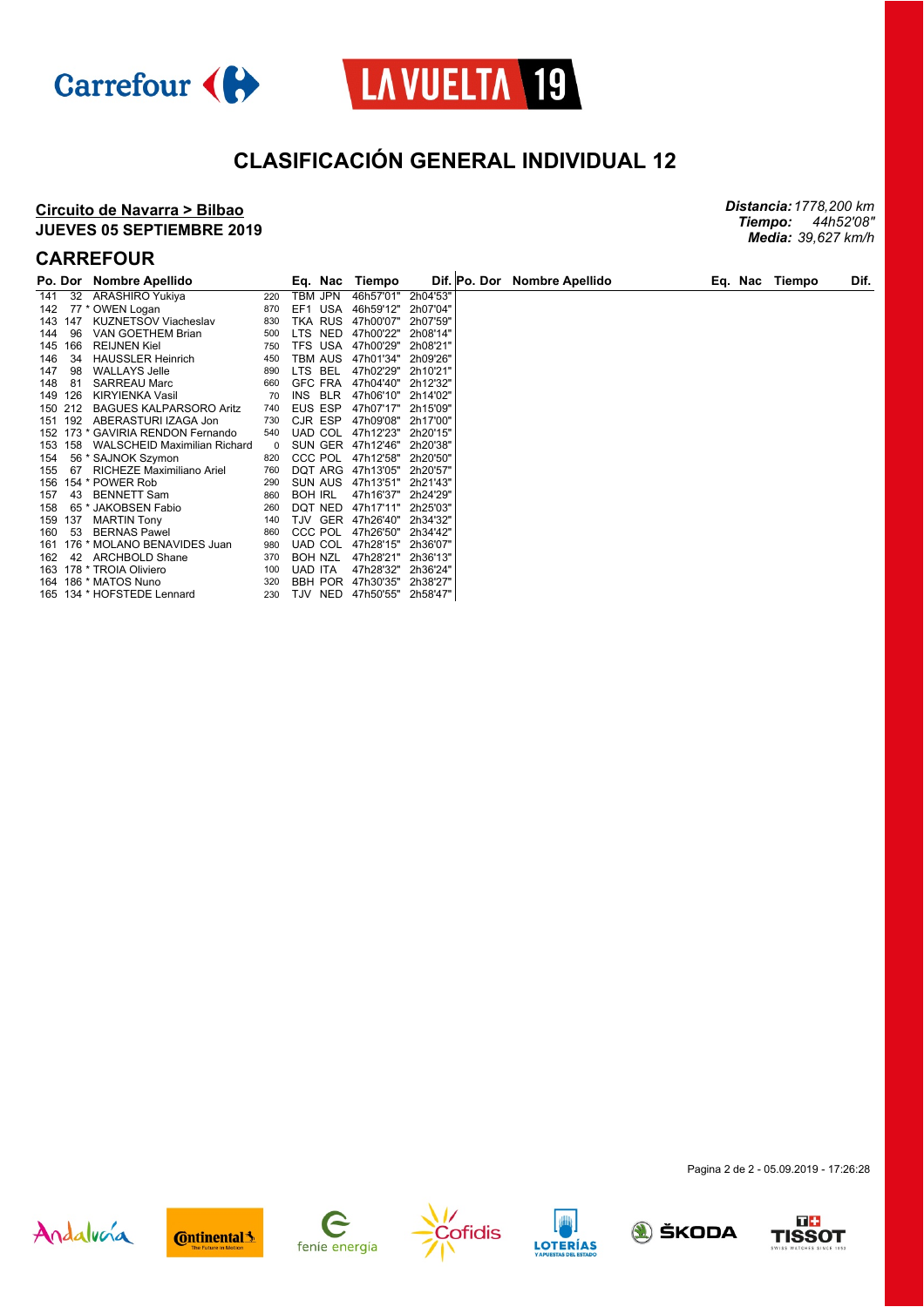# CLASIFICACIÓN GENERAL INDIVIDUAL 12

**Circuito de Navarra > Bilbao**
**JUEVES 05 SEPTIEMBRE 2019**

***Distancia:*** *1778,200 km*
***Tiempo:*** *44h52'08"*
***Media:*** *39,627 km/h*

## CARREFOUR

| Po. | Dor | | Nombre Apellido | | Eq. | Nac | Tiempo | Dif. |
|---|---|---|---|---|---|---|---|---|
| 141 | 32 | | ARASHIRO Yukiya | 220 | TBM | JPN | 46h57'01" | 2h04'53" |
| 142 | 77 | * | OWEN Logan | 870 | EF1 | USA | 46h59'12" | 2h07'04" |
| 143 | 147 | | KUZNETSOV Viacheslav | 830 | TKA | RUS | 47h00'07" | 2h07'59" |
| 144 | 96 | | VAN GOETHEM Brian | 500 | LTS | NED | 47h00'22" | 2h08'14" |
| 145 | 166 | | REIJNEN Kiel | 750 | TFS | USA | 47h00'29" | 2h08'21" |
| 146 | 34 | | HAUSSLER Heinrich | 450 | TBM | AUS | 47h01'34" | 2h09'26" |
| 147 | 98 | | WALLAYS Jelle | 890 | LTS | BEL | 47h02'29" | 2h10'21" |
| 148 | 81 | | SARREAU Marc | 660 | GFC | FRA | 47h04'40" | 2h12'32" |
| 149 | 126 | | KIRYIENKA Vasil | 70 | INS | BLR | 47h06'10" | 2h14'02" |
| 150 | 212 | | BAGUES KALPARSORO Aritz | 740 | EUS | ESP | 47h07'17" | 2h15'09" |
| 151 | 192 | | ABERASTURI IZAGA Jon | 730 | CJR | ESP | 47h09'08" | 2h17'00" |
| 152 | 173 | * | GAVIRIA RENDON Fernando | 540 | UAD | COL | 47h12'23" | 2h20'15" |
| 153 | 158 | | WALSCHEID Maximilian Richard | 0 | SUN | GER | 47h12'46" | 2h20'38" |
| 154 | 56 | * | SAJNOK Szymon | 820 | CCC | POL | 47h12'58" | 2h20'50" |
| 155 | 67 | | RICHEZE Maximiliano Ariel | 760 | DQT | ARG | 47h13'05" | 2h20'57" |
| 156 | 154 | * | POWER Rob | 290 | SUN | AUS | 47h13'51" | 2h21'43" |
| 157 | 43 | | BENNETT Sam | 860 | BOH | IRL | 47h16'37" | 2h24'29" |
| 158 | 65 | * | JAKOBSEN Fabio | 260 | DQT | NED | 47h17'11" | 2h25'03" |
| 159 | 137 | | MARTIN Tony | 140 | TJV | GER | 47h26'40" | 2h34'32" |
| 160 | 53 | | BERNAS Pawel | 860 | CCC | POL | 47h26'50" | 2h34'42" |
| 161 | 176 | * | MOLANO BENAVIDES Juan | 980 | UAD | COL | 47h28'15" | 2h36'07" |
| 162 | 42 | | ARCHBOLD Shane | 370 | BOH | NZL | 47h28'21" | 2h36'13" |
| 163 | 178 | * | TROIA Oliviero | 100 | UAD | ITA | 47h28'32" | 2h36'24" |
| 164 | 186 | * | MATOS Nuno | 320 | BBH | POR | 47h30'35" | 2h38'27" |
| 165 | 134 | * | HOFSTEDE Lennard | 230 | TJV | NED | 47h50'55" | 2h58'47" |